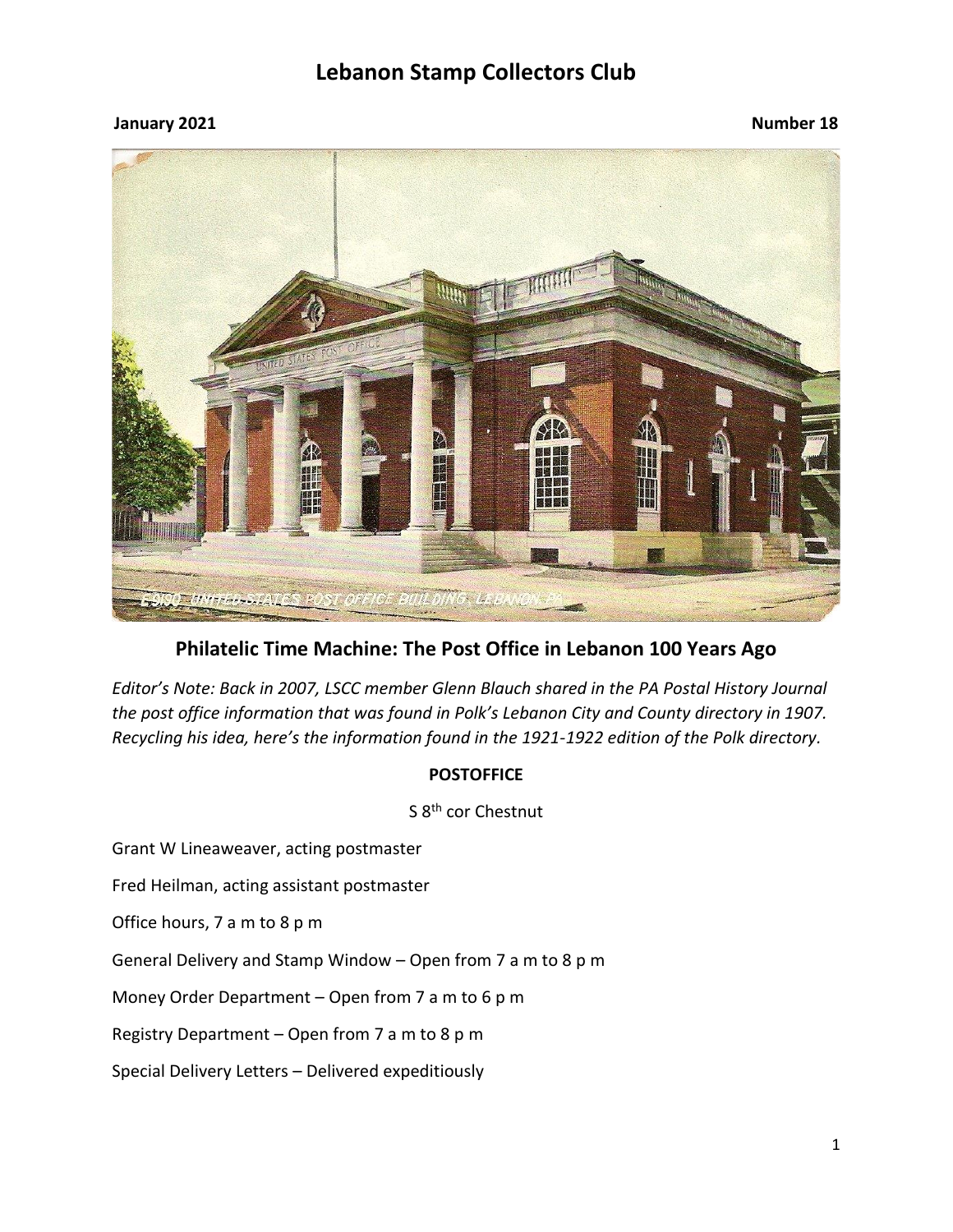# Lebanon Stamp Collectors Club

**January 2021** **Number 18**

## Philatelic Time Machine: The Post Office in Lebanon 100 Years Ago

*Editor's Note: Back in 2007, LSCC member Glenn Blauch shared in the PA Postal History Journal the post office information that was found in Polk's Lebanon City and County directory in 1907. Recycling his idea, here's the information found in the 1921-1922 edition of the Polk directory.*

**POSTOFFICE**

S 8th cor Chestnut

Grant W Lineaweaver, acting postmaster

Fred Heilman, acting assistant postmaster

Office hours, 7 a m to 8 p m

General Delivery and Stamp Window – Open from 7 a m to 8 p m

Money Order Department – Open from 7 a m to 6 p m

Registry Department – Open from 7 a m to 8 p m

Special Delivery Letters – Delivered expeditiously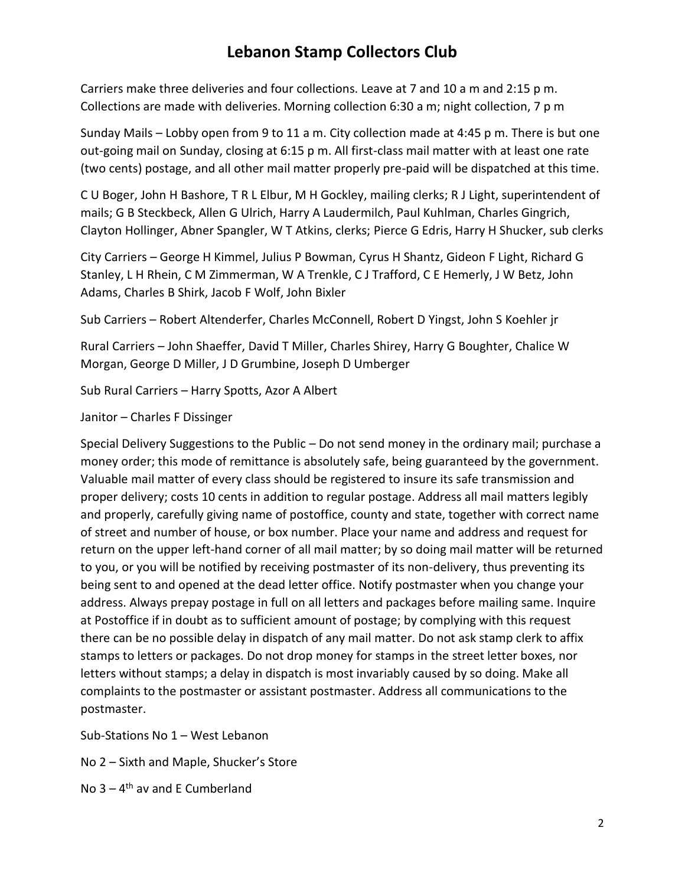Carriers make three deliveries and four collections. Leave at 7 and 10 a m and 2:15 p m. Collections are made with deliveries. Morning collection 6:30 a m; night collection, 7 p m

Sunday Mails – Lobby open from 9 to 11 a m. City collection made at 4:45 p m. There is but one out-going mail on Sunday, closing at 6:15 p m. All first-class mail matter with at least one rate (two cents) postage, and all other mail matter properly pre-paid will be dispatched at this time.

C U Boger, John H Bashore, T R L Elbur, M H Gockley, mailing clerks; R J Light, superintendent of mails; G B Steckbeck, Allen G Ulrich, Harry A Laudermilch, Paul Kuhlman, Charles Gingrich, Clayton Hollinger, Abner Spangler, W T Atkins, clerks; Pierce G Edris, Harry H Shucker, sub clerks

City Carriers – George H Kimmel, Julius P Bowman, Cyrus H Shantz, Gideon F Light, Richard G Stanley, L H Rhein, C M Zimmerman, W A Trenkle, C J Trafford, C E Hemerly, J W Betz, John Adams, Charles B Shirk, Jacob F Wolf, John Bixler

Sub Carriers – Robert Altenderfer, Charles McConnell, Robert D Yingst, John S Koehler jr

Rural Carriers – John Shaeffer, David T Miller, Charles Shirey, Harry G Boughter, Chalice W Morgan, George D Miller, J D Grumbine, Joseph D Umberger

Sub Rural Carriers – Harry Spotts, Azor A Albert

Janitor – Charles F Dissinger

Special Delivery Suggestions to the Public – Do not send money in the ordinary mail; purchase a money order; this mode of remittance is absolutely safe, being guaranteed by the government. Valuable mail matter of every class should be registered to insure its safe transmission and proper delivery; costs 10 cents in addition to regular postage. Address all mail matters legibly and properly, carefully giving name of postoffice, county and state, together with correct name of street and number of house, or box number. Place your name and address and request for return on the upper left-hand corner of all mail matter; by so doing mail matter will be returned to you, or you will be notified by receiving postmaster of its non-delivery, thus preventing its being sent to and opened at the dead letter office. Notify postmaster when you change your address. Always prepay postage in full on all letters and packages before mailing same. Inquire at Postoffice if in doubt as to sufficient amount of postage; by complying with this request there can be no possible delay in dispatch of any mail matter. Do not ask stamp clerk to affix stamps to letters or packages. Do not drop money for stamps in the street letter boxes, nor letters without stamps; a delay in dispatch is most invariably caused by so doing. Make all complaints to the postmaster or assistant postmaster. Address all communications to the postmaster.

Sub-Stations No 1 – West Lebanon

No 2 – Sixth and Maple, Shucker's Store

No 3 – 4th av and E Cumberland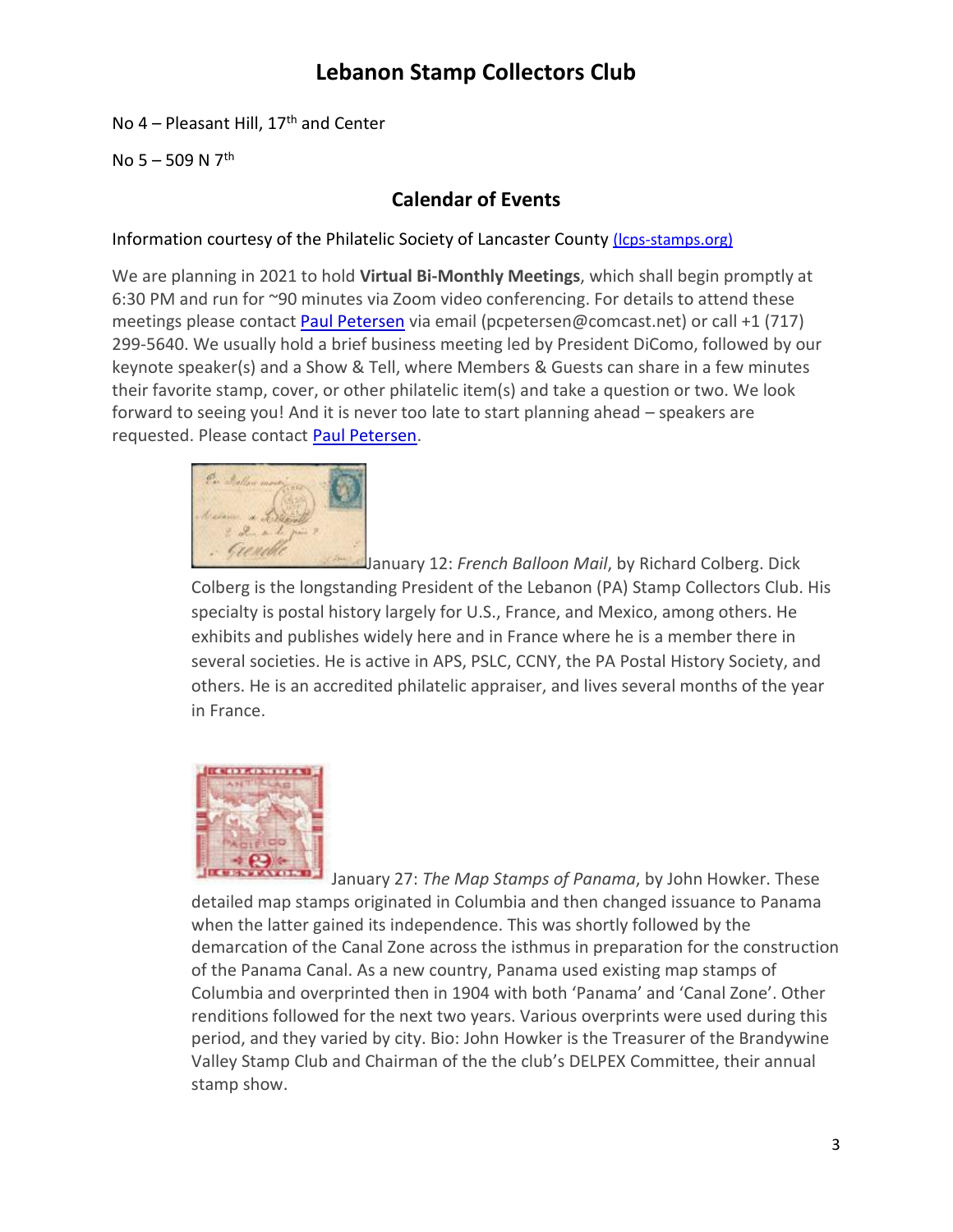No 4 – Pleasant Hill, 17th and Center

No 5 – 509 N 7th

## Calendar of Events

Information courtesy of the Philatelic Society of Lancaster County (lcps-stamps.org)

We are planning in 2021 to hold **Virtual Bi-Monthly Meetings**, which shall begin promptly at 6:30 PM and run for ~90 minutes via Zoom video conferencing. For details to attend these meetings please contact Paul Petersen via email (pcpetersen@comcast.net) or call +1 (717) 299-5640. We usually hold a brief business meeting led by President DiComo, followed by our keynote speaker(s) and a Show & Tell, where Members & Guests can share in a few minutes their favorite stamp, cover, or other philatelic item(s) and take a question or two. We look forward to seeing you! And it is never too late to start planning ahead – speakers are requested. Please contact Paul Petersen.

January 12: *French Balloon Mail*, by Richard Colberg. Dick Colberg is the longstanding President of the Lebanon (PA) Stamp Collectors Club. His specialty is postal history largely for U.S., France, and Mexico, among others. He exhibits and publishes widely here and in France where he is a member there in several societies. He is active in APS, PSLC, CCNY, the PA Postal History Society, and others. He is an accredited philatelic appraiser, and lives several months of the year in France.

January 27: *The Map Stamps of Panama*, by John Howker. These detailed map stamps originated in Columbia and then changed issuance to Panama when the latter gained its independence. This was shortly followed by the demarcation of the Canal Zone across the isthmus in preparation for the construction of the Panama Canal. As a new country, Panama used existing map stamps of Columbia and overprinted then in 1904 with both 'Panama' and 'Canal Zone'. Other renditions followed for the next two years. Various overprints were used during this period, and they varied by city. Bio: John Howker is the Treasurer of the Brandywine Valley Stamp Club and Chairman of the the club's DELPEX Committee, their annual stamp show.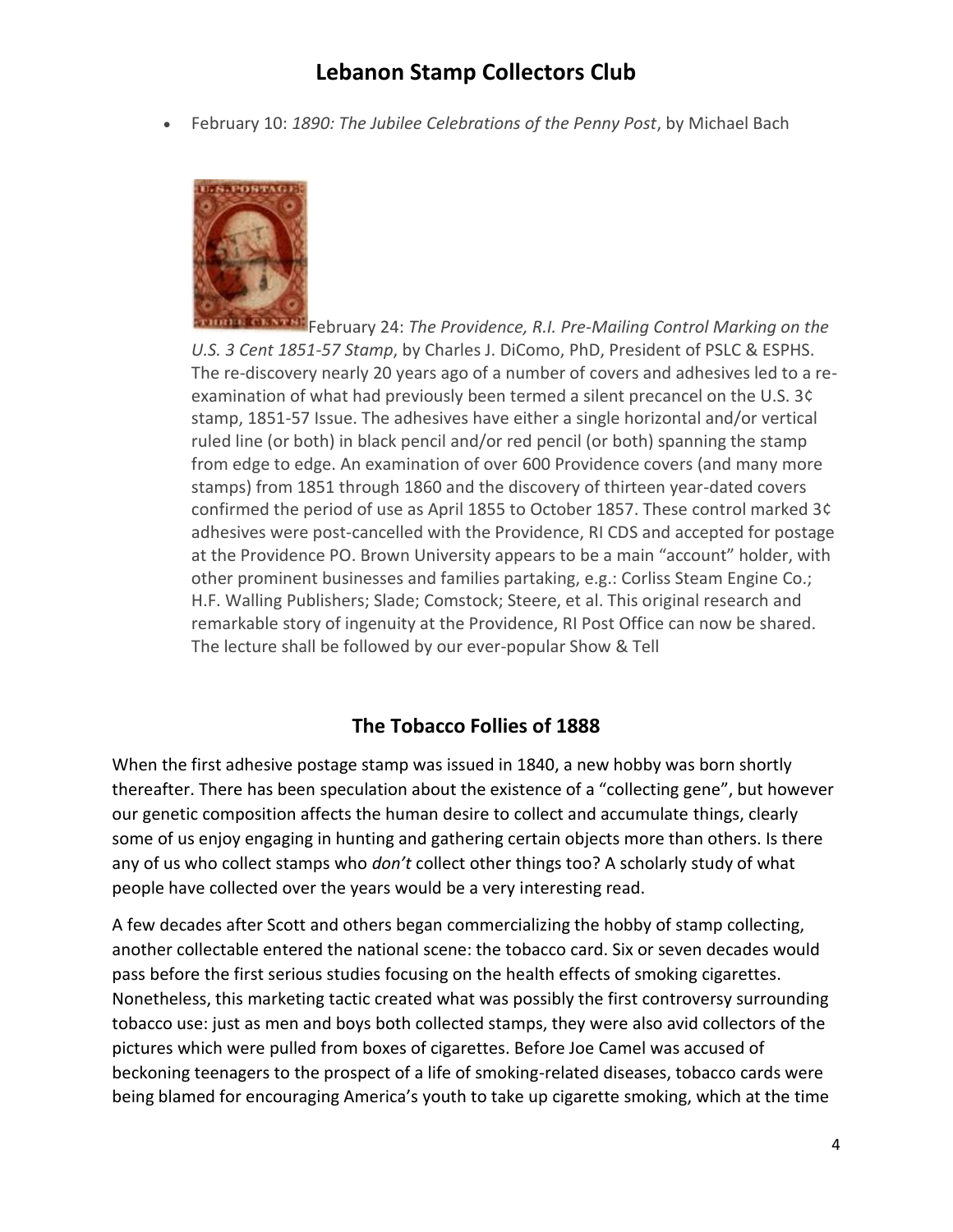# Lebanon Stamp Collectors Club

- February 10: *1890: The Jubilee Celebrations of the Penny Post*, by Michael Bach

February 24: *The Providence, R.I. Pre-Mailing Control Marking on the U.S. 3 Cent 1851-57 Stamp*, by Charles J. DiComo, PhD, President of PSLC & ESPHS. The re-discovery nearly 20 years ago of a number of covers and adhesives led to a re-examination of what had previously been termed a silent precancel on the U.S. 3¢ stamp, 1851-57 Issue. The adhesives have either a single horizontal and/or vertical ruled line (or both) in black pencil and/or red pencil (or both) spanning the stamp from edge to edge. An examination of over 600 Providence covers (and many more stamps) from 1851 through 1860 and the discovery of thirteen year-dated covers confirmed the period of use as April 1855 to October 1857. These control marked 3¢ adhesives were post-cancelled with the Providence, RI CDS and accepted for postage at the Providence PO. Brown University appears to be a main "account" holder, with other prominent businesses and families partaking, e.g.: Corliss Steam Engine Co.; H.F. Walling Publishers; Slade; Comstock; Steere, et al. This original research and remarkable story of ingenuity at the Providence, RI Post Office can now be shared. The lecture shall be followed by our ever-popular Show & Tell

## The Tobacco Follies of 1888

When the first adhesive postage stamp was issued in 1840, a new hobby was born shortly thereafter. There has been speculation about the existence of a "collecting gene", but however our genetic composition affects the human desire to collect and accumulate things, clearly some of us enjoy engaging in hunting and gathering certain objects more than others. Is there any of us who collect stamps who *don't* collect other things too? A scholarly study of what people have collected over the years would be a very interesting read.

A few decades after Scott and others began commercializing the hobby of stamp collecting, another collectable entered the national scene: the tobacco card. Six or seven decades would pass before the first serious studies focusing on the health effects of smoking cigarettes. Nonetheless, this marketing tactic created what was possibly the first controversy surrounding tobacco use: just as men and boys both collected stamps, they were also avid collectors of the pictures which were pulled from boxes of cigarettes. Before Joe Camel was accused of beckoning teenagers to the prospect of a life of smoking-related diseases, tobacco cards were being blamed for encouraging America's youth to take up cigarette smoking, which at the time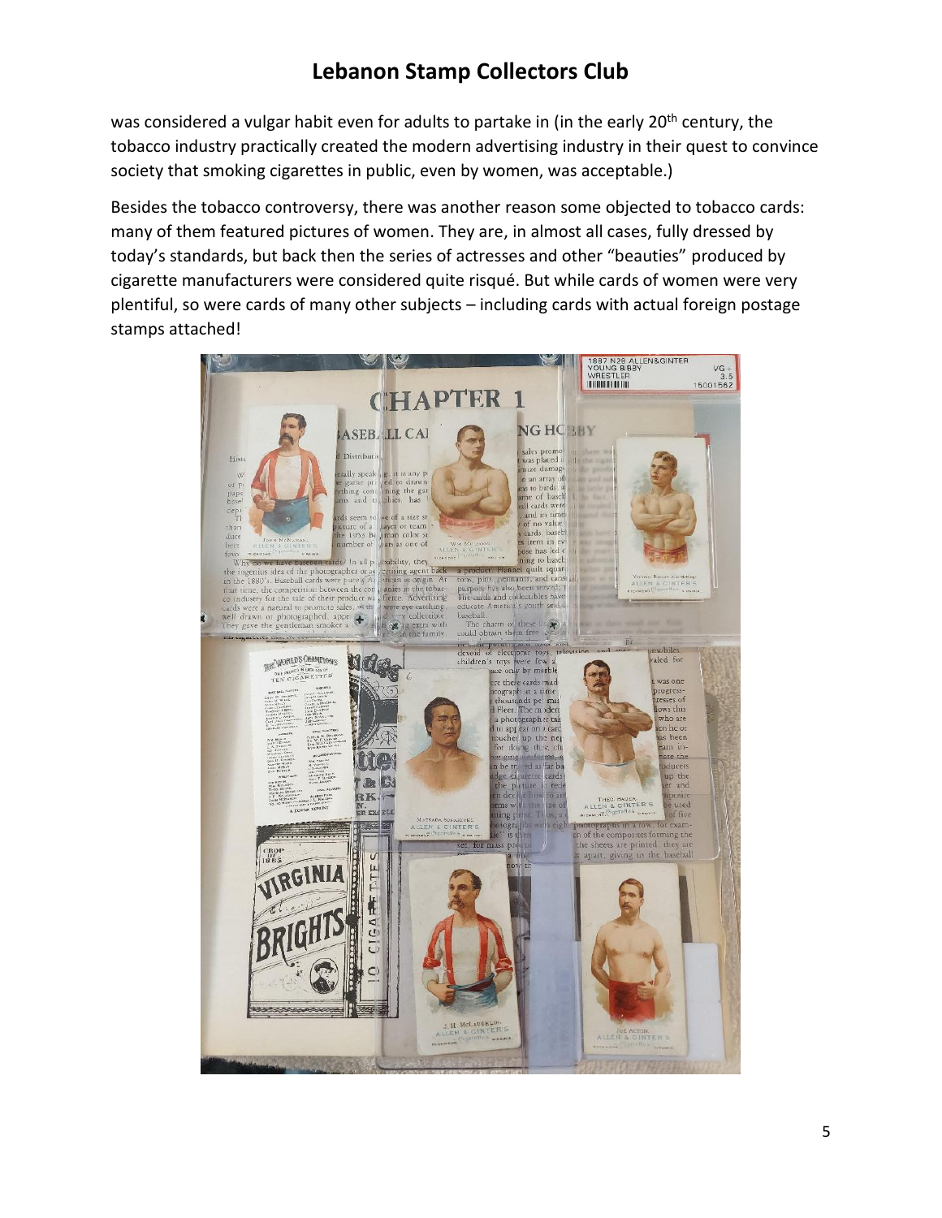was considered a vulgar habit even for adults to partake in (in the early 20th century, the tobacco industry practically created the modern advertising industry in their quest to convince society that smoking cigarettes in public, even by women, was acceptable.)

Besides the tobacco controversy, there was another reason some objected to tobacco cards: many of them featured pictures of women. They are, in almost all cases, fully dressed by today's standards, but back then the series of actresses and other "beauties" produced by cigarette manufacturers were considered quite risqué. But while cards of women were very plentiful, so were cards of many other subjects – including cards with actual foreign postage stamps attached!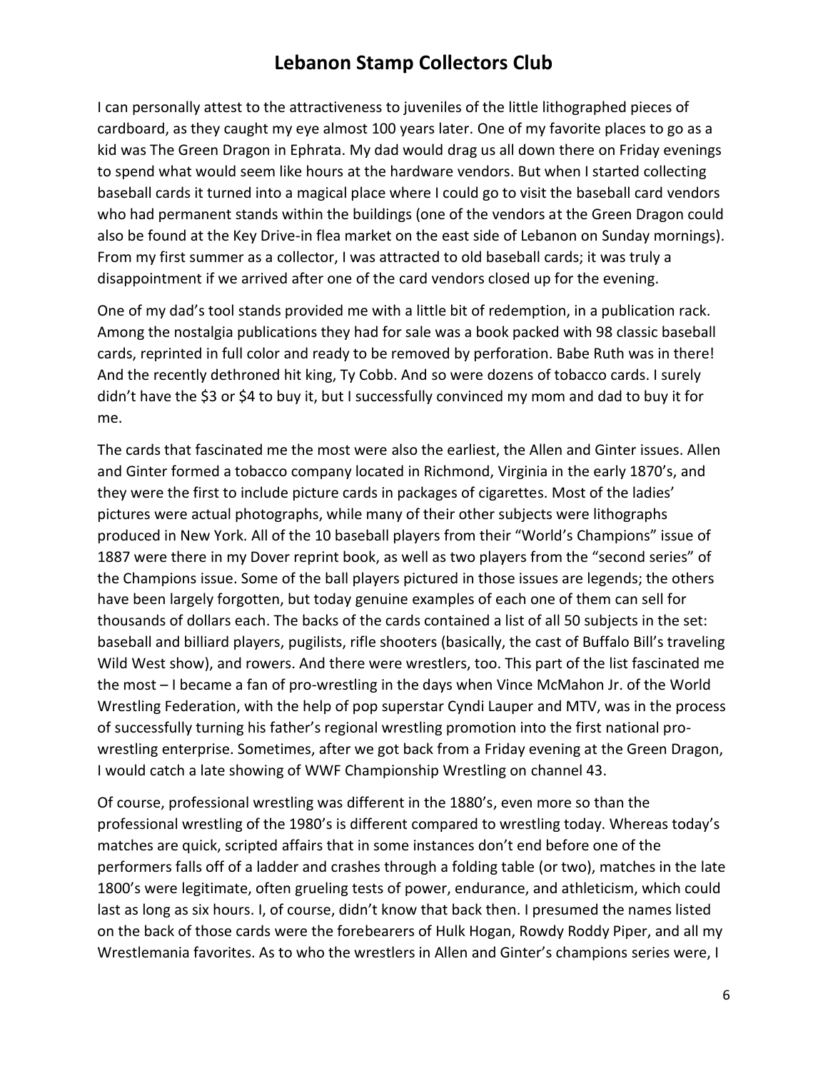I can personally attest to the attractiveness to juveniles of the little lithographed pieces of cardboard, as they caught my eye almost 100 years later. One of my favorite places to go as a kid was The Green Dragon in Ephrata. My dad would drag us all down there on Friday evenings to spend what would seem like hours at the hardware vendors. But when I started collecting baseball cards it turned into a magical place where I could go to visit the baseball card vendors who had permanent stands within the buildings (one of the vendors at the Green Dragon could also be found at the Key Drive-in flea market on the east side of Lebanon on Sunday mornings). From my first summer as a collector, I was attracted to old baseball cards; it was truly a disappointment if we arrived after one of the card vendors closed up for the evening.

One of my dad's tool stands provided me with a little bit of redemption, in a publication rack. Among the nostalgia publications they had for sale was a book packed with 98 classic baseball cards, reprinted in full color and ready to be removed by perforation. Babe Ruth was in there! And the recently dethroned hit king, Ty Cobb. And so were dozens of tobacco cards. I surely didn't have the $3 or $4 to buy it, but I successfully convinced my mom and dad to buy it for me.

The cards that fascinated me the most were also the earliest, the Allen and Ginter issues. Allen and Ginter formed a tobacco company located in Richmond, Virginia in the early 1870's, and they were the first to include picture cards in packages of cigarettes. Most of the ladies' pictures were actual photographs, while many of their other subjects were lithographs produced in New York. All of the 10 baseball players from their "World's Champions" issue of 1887 were there in my Dover reprint book, as well as two players from the "second series" of the Champions issue. Some of the ball players pictured in those issues are legends; the others have been largely forgotten, but today genuine examples of each one of them can sell for thousands of dollars each. The backs of the cards contained a list of all 50 subjects in the set: baseball and billiard players, pugilists, rifle shooters (basically, the cast of Buffalo Bill's traveling Wild West show), and rowers. And there were wrestlers, too. This part of the list fascinated me the most – I became a fan of pro-wrestling in the days when Vince McMahon Jr. of the World Wrestling Federation, with the help of pop superstar Cyndi Lauper and MTV, was in the process of successfully turning his father's regional wrestling promotion into the first national pro-wrestling enterprise. Sometimes, after we got back from a Friday evening at the Green Dragon, I would catch a late showing of WWF Championship Wrestling on channel 43.

Of course, professional wrestling was different in the 1880's, even more so than the professional wrestling of the 1980's is different compared to wrestling today. Whereas today's matches are quick, scripted affairs that in some instances don't end before one of the performers falls off of a ladder and crashes through a folding table (or two), matches in the late 1800's were legitimate, often grueling tests of power, endurance, and athleticism, which could last as long as six hours. I, of course, didn't know that back then. I presumed the names listed on the back of those cards were the forebearers of Hulk Hogan, Rowdy Roddy Piper, and all my Wrestlemania favorites. As to who the wrestlers in Allen and Ginter's champions series were, I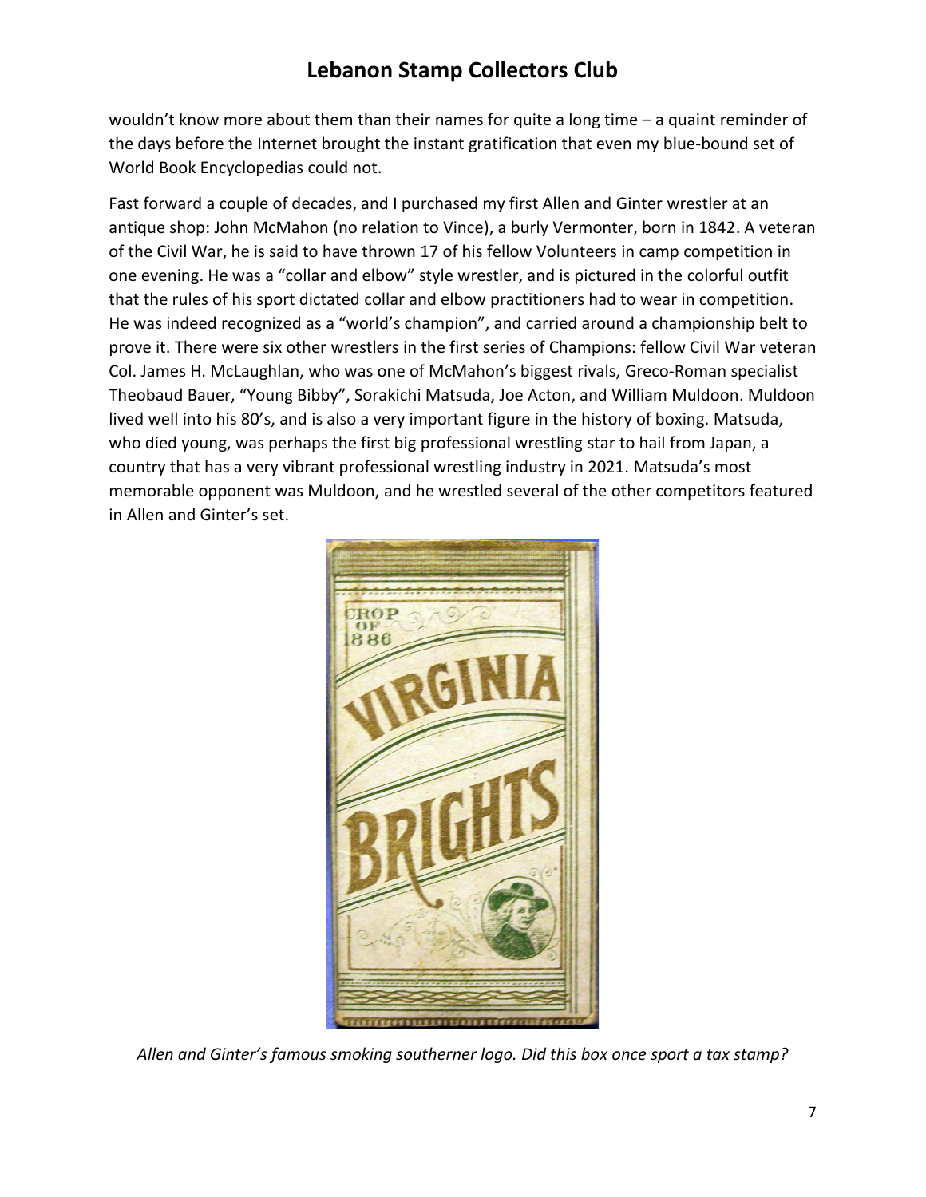wouldn't know more about them than their names for quite a long time – a quaint reminder of the days before the Internet brought the instant gratification that even my blue-bound set of World Book Encyclopedias could not.

Fast forward a couple of decades, and I purchased my first Allen and Ginter wrestler at an antique shop: John McMahon (no relation to Vince), a burly Vermonter, born in 1842. A veteran of the Civil War, he is said to have thrown 17 of his fellow Volunteers in camp competition in one evening. He was a "collar and elbow" style wrestler, and is pictured in the colorful outfit that the rules of his sport dictated collar and elbow practitioners had to wear in competition. He was indeed recognized as a "world's champion", and carried around a championship belt to prove it. There were six other wrestlers in the first series of Champions: fellow Civil War veteran Col. James H. McLaughlan, who was one of McMahon's biggest rivals, Greco-Roman specialist Theobaud Bauer, "Young Bibby", Sorakichi Matsuda, Joe Acton, and William Muldoon. Muldoon lived well into his 80's, and is also a very important figure in the history of boxing. Matsuda, who died young, was perhaps the first big professional wrestling star to hail from Japan, a country that has a very vibrant professional wrestling industry in 2021. Matsuda's most memorable opponent was Muldoon, and he wrestled several of the other competitors featured in Allen and Ginter's set.

*Allen and Ginter's famous smoking southerner logo. Did this box once sport a tax stamp?*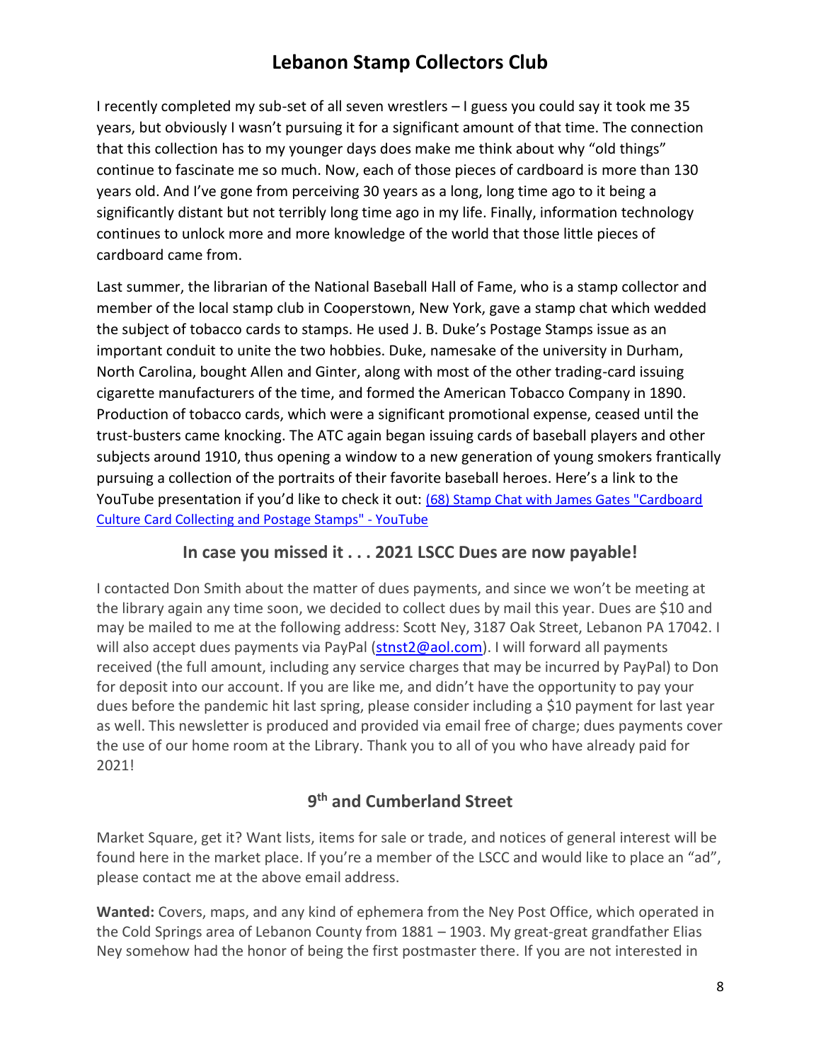I recently completed my sub-set of all seven wrestlers – I guess you could say it took me 35 years, but obviously I wasn't pursuing it for a significant amount of that time. The connection that this collection has to my younger days does make me think about why "old things" continue to fascinate me so much. Now, each of those pieces of cardboard is more than 130 years old. And I've gone from perceiving 30 years as a long, long time ago to it being a significantly distant but not terribly long time ago in my life. Finally, information technology continues to unlock more and more knowledge of the world that those little pieces of cardboard came from.

Last summer, the librarian of the National Baseball Hall of Fame, who is a stamp collector and member of the local stamp club in Cooperstown, New York, gave a stamp chat which wedded the subject of tobacco cards to stamps. He used J. B. Duke's Postage Stamps issue as an important conduit to unite the two hobbies. Duke, namesake of the university in Durham, North Carolina, bought Allen and Ginter, along with most of the other trading-card issuing cigarette manufacturers of the time, and formed the American Tobacco Company in 1890. Production of tobacco cards, which were a significant promotional expense, ceased until the trust-busters came knocking. The ATC again began issuing cards of baseball players and other subjects around 1910, thus opening a window to a new generation of young smokers frantically pursuing a collection of the portraits of their favorite baseball heroes. Here's a link to the YouTube presentation if you'd like to check it out: (68) Stamp Chat with James Gates "Cardboard Culture Card Collecting and Postage Stamps" - YouTube

## In case you missed it . . . 2021 LSCC Dues are now payable!

I contacted Don Smith about the matter of dues payments, and since we won't be meeting at the library again any time soon, we decided to collect dues by mail this year. Dues are $10 and may be mailed to me at the following address: Scott Ney, 3187 Oak Street, Lebanon PA 17042. I will also accept dues payments via PayPal (stnst2@aol.com). I will forward all payments received (the full amount, including any service charges that may be incurred by PayPal) to Don for deposit into our account. If you are like me, and didn't have the opportunity to pay your dues before the pandemic hit last spring, please consider including a $10 payment for last year as well. This newsletter is produced and provided via email free of charge; dues payments cover the use of our home room at the Library. Thank you to all of you who have already paid for 2021!

## 9th and Cumberland Street

Market Square, get it? Want lists, items for sale or trade, and notices of general interest will be found here in the market place. If you're a member of the LSCC and would like to place an "ad", please contact me at the above email address.

**Wanted:** Covers, maps, and any kind of ephemera from the Ney Post Office, which operated in the Cold Springs area of Lebanon County from 1881 – 1903. My great-great grandfather Elias Ney somehow had the honor of being the first postmaster there. If you are not interested in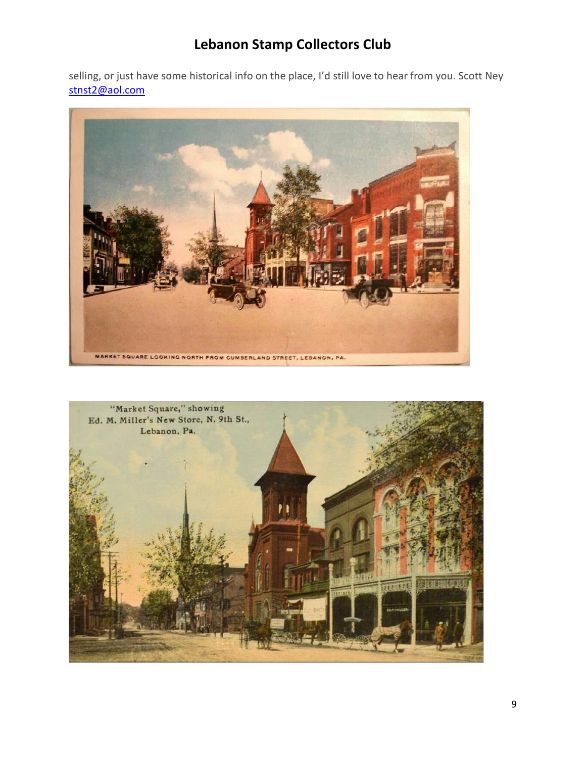selling, or just have some historical info on the place, I'd still love to hear from you. Scott Ney stnst2@aol.com

MARKET SQUARE LOOKING NORTH FROM CUMBERLAND STREET, LEBANON, PA.

"Market Square," showing Ed. M. Miller's New Store, N. 9th St., Lebanon, Pa.